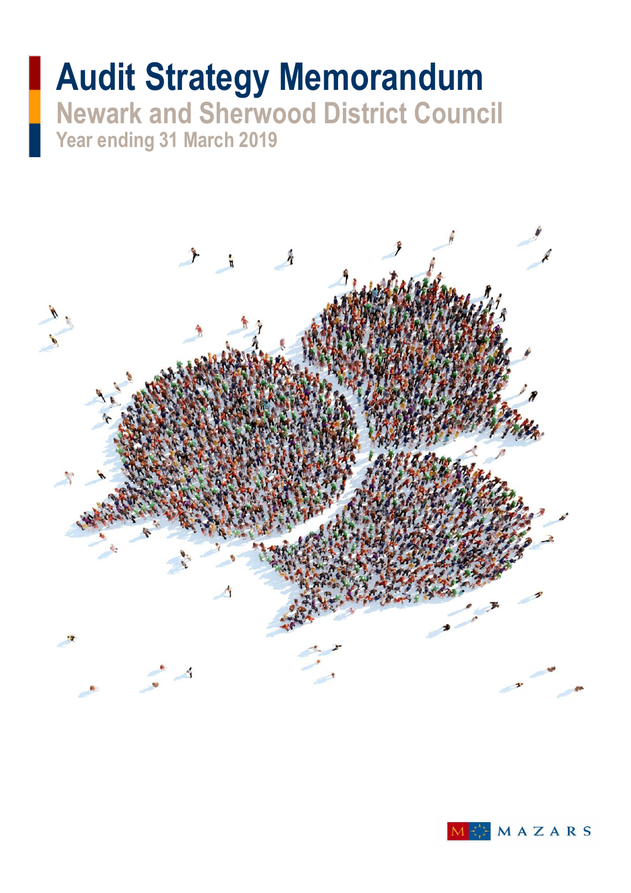# Audit Strategy Memorandum

## Newark and Sherwood District Council

### Year ending 31 March 2019

MAZARS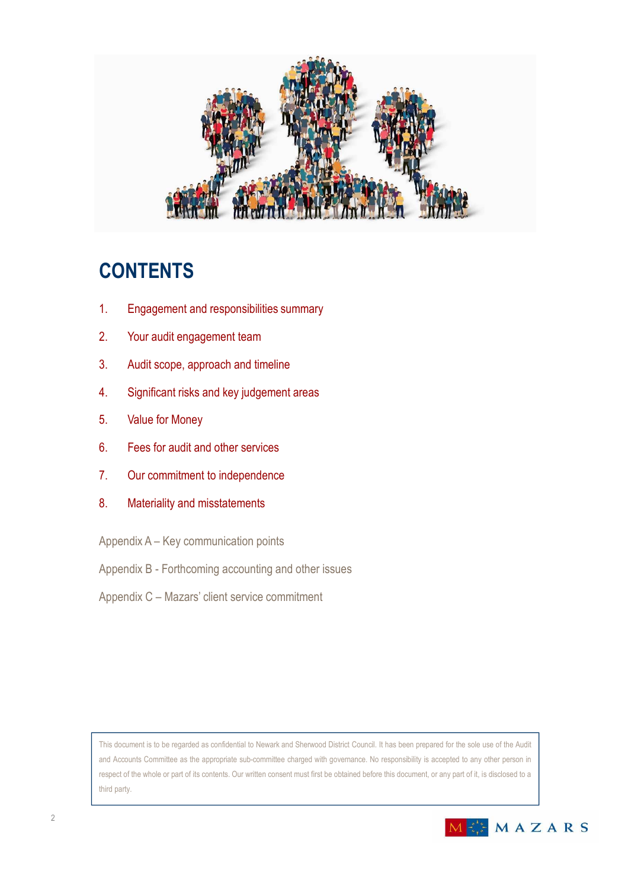# CONTENTS

1. Engagement and responsibilities summary
2. Your audit engagement team
3. Audit scope, approach and timeline
4. Significant risks and key judgement areas
5. Value for Money
6. Fees for audit and other services
7. Our commitment to independence
8. Materiality and misstatements

Appendix A – Key communication points

Appendix B - Forthcoming accounting and other issues

Appendix C – Mazars' client service commitment

This document is to be regarded as confidential to Newark and Sherwood District Council. It has been prepared for the sole use of the Audit and Accounts Committee as the appropriate sub-committee charged with governance. No responsibility is accepted to any other person in respect of the whole or part of its contents. Our written consent must first be obtained before this document, or any part of it, is disclosed to a third party.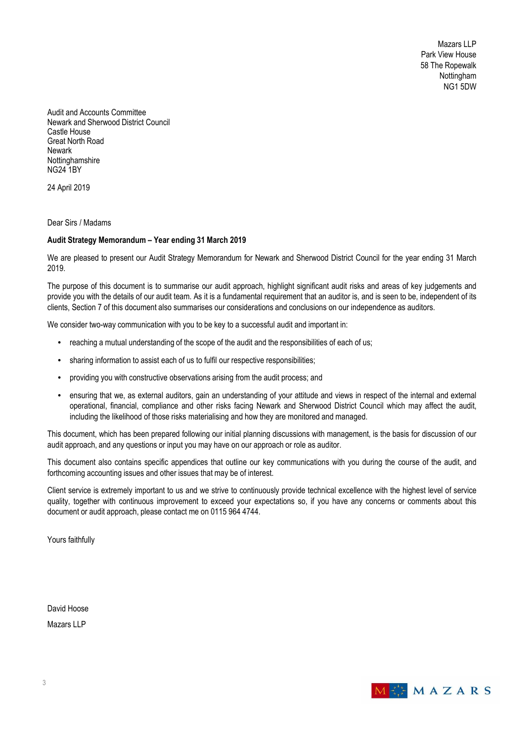Mazars LLP
Park View House
58 The Ropewalk
Nottingham
NG1 5DW

Audit and Accounts Committee
Newark and Sherwood District Council
Castle House
Great North Road
Newark
Nottinghamshire
NG24 1BY

24 April 2019

Dear Sirs / Madams

**Audit Strategy Memorandum – Year ending 31 March 2019**

We are pleased to present our Audit Strategy Memorandum for Newark and Sherwood District Council for the year ending 31 March 2019.

The purpose of this document is to summarise our audit approach, highlight significant audit risks and areas of key judgements and provide you with the details of our audit team. As it is a fundamental requirement that an auditor is, and is seen to be, independent of its clients, Section 7 of this document also summarises our considerations and conclusions on our independence as auditors.

We consider two-way communication with you to be key to a successful audit and important in:

- reaching a mutual understanding of the scope of the audit and the responsibilities of each of us;
- sharing information to assist each of us to fulfil our respective responsibilities;
- providing you with constructive observations arising from the audit process; and
- ensuring that we, as external auditors, gain an understanding of your attitude and views in respect of the internal and external operational, financial, compliance and other risks facing Newark and Sherwood District Council which may affect the audit, including the likelihood of those risks materialising and how they are monitored and managed.

This document, which has been prepared following our initial planning discussions with management, is the basis for discussion of our audit approach, and any questions or input you may have on our approach or role as auditor.

This document also contains specific appendices that outline our key communications with you during the course of the audit, and forthcoming accounting issues and other issues that may be of interest.

Client service is extremely important to us and we strive to continuously provide technical excellence with the highest level of service quality, together with continuous improvement to exceed your expectations so, if you have any concerns or comments about this document or audit approach, please contact me on 0115 964 4744.

Yours faithfully

David Hoose

Mazars LLP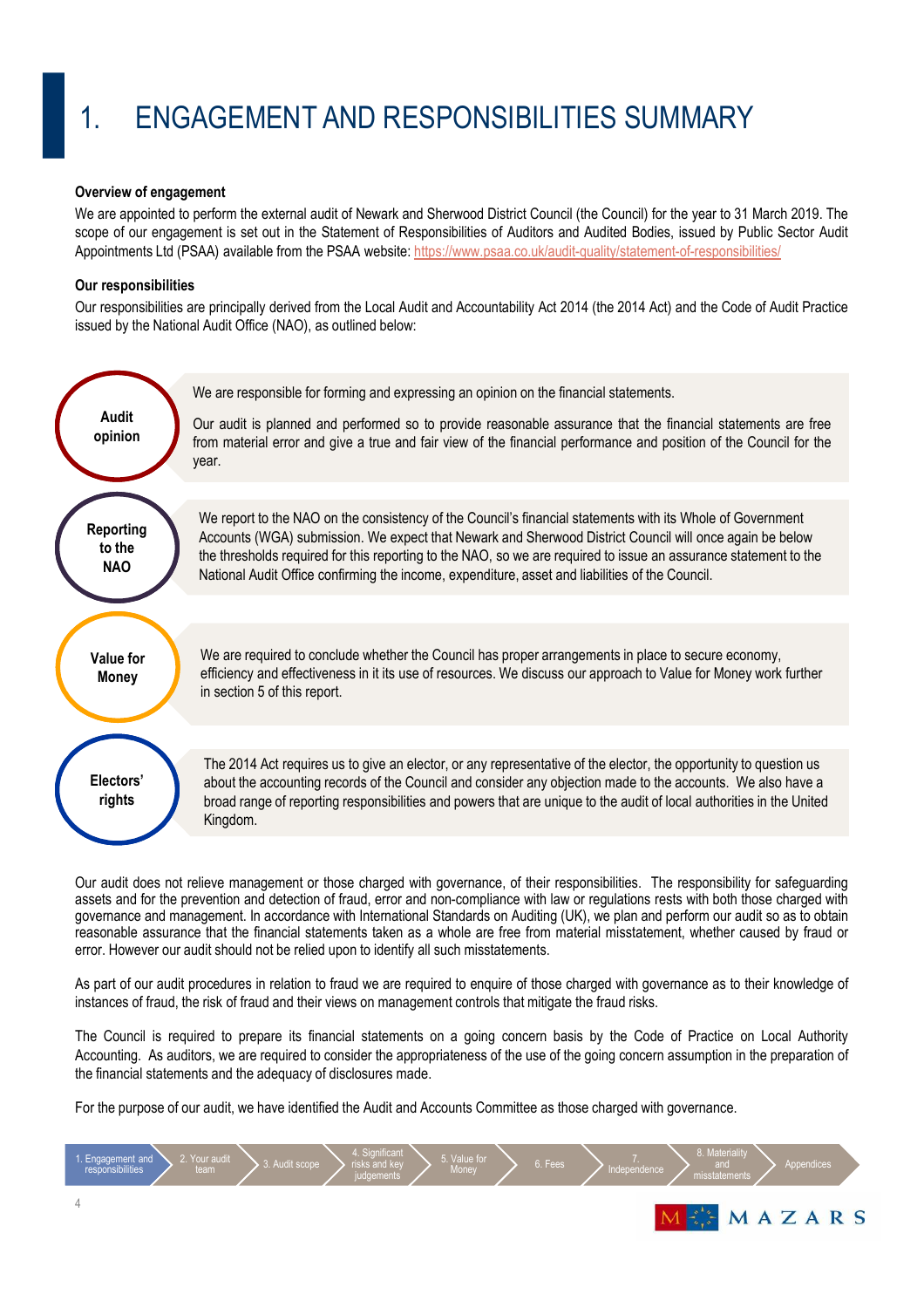# 1. ENGAGEMENT AND RESPONSIBILITIES SUMMARY

**Overview of engagement**

We are appointed to perform the external audit of Newark and Sherwood District Council (the Council) for the year to 31 March 2019. The scope of our engagement is set out in the Statement of Responsibilities of Auditors and Audited Bodies, issued by Public Sector Audit Appointments Ltd (PSAA) available from the PSAA website: https://www.psaa.co.uk/audit-quality/statement-of-responsibilities/

**Our responsibilities**

Our responsibilities are principally derived from the Local Audit and Accountability Act 2014 (the 2014 Act) and the Code of Audit Practice issued by the National Audit Office (NAO), as outlined below:

**Audit opinion**

We are responsible for forming and expressing an opinion on the financial statements.

Our audit is planned and performed so to provide reasonable assurance that the financial statements are free from material error and give a true and fair view of the financial performance and position of the Council for the year.

**Reporting to the NAO**

We report to the NAO on the consistency of the Council's financial statements with its Whole of Government Accounts (WGA) submission. We expect that Newark and Sherwood District Council will once again be below the thresholds required for this reporting to the NAO, so we are required to issue an assurance statement to the National Audit Office confirming the income, expenditure, asset and liabilities of the Council.

**Value for Money**

We are required to conclude whether the Council has proper arrangements in place to secure economy, efficiency and effectiveness in it its use of resources. We discuss our approach to Value for Money work further in section 5 of this report.

**Electors' rights**

The 2014 Act requires us to give an elector, or any representative of the elector, the opportunity to question us about the accounting records of the Council and consider any objection made to the accounts. We also have a broad range of reporting responsibilities and powers that are unique to the audit of local authorities in the United Kingdom.

Our audit does not relieve management or those charged with governance, of their responsibilities. The responsibility for safeguarding assets and for the prevention and detection of fraud, error and non-compliance with law or regulations rests with both those charged with governance and management. In accordance with International Standards on Auditing (UK), we plan and perform our audit so as to obtain reasonable assurance that the financial statements taken as a whole are free from material misstatement, whether caused by fraud or error. However our audit should not be relied upon to identify all such misstatements.

As part of our audit procedures in relation to fraud we are required to enquire of those charged with governance as to their knowledge of instances of fraud, the risk of fraud and their views on management controls that mitigate the fraud risks.

The Council is required to prepare its financial statements on a going concern basis by the Code of Practice on Local Authority Accounting. As auditors, we are required to consider the appropriateness of the use of the going concern assumption in the preparation of the financial statements and the adequacy of disclosures made.

For the purpose of our audit, we have identified the Audit and Accounts Committee as those charged with governance.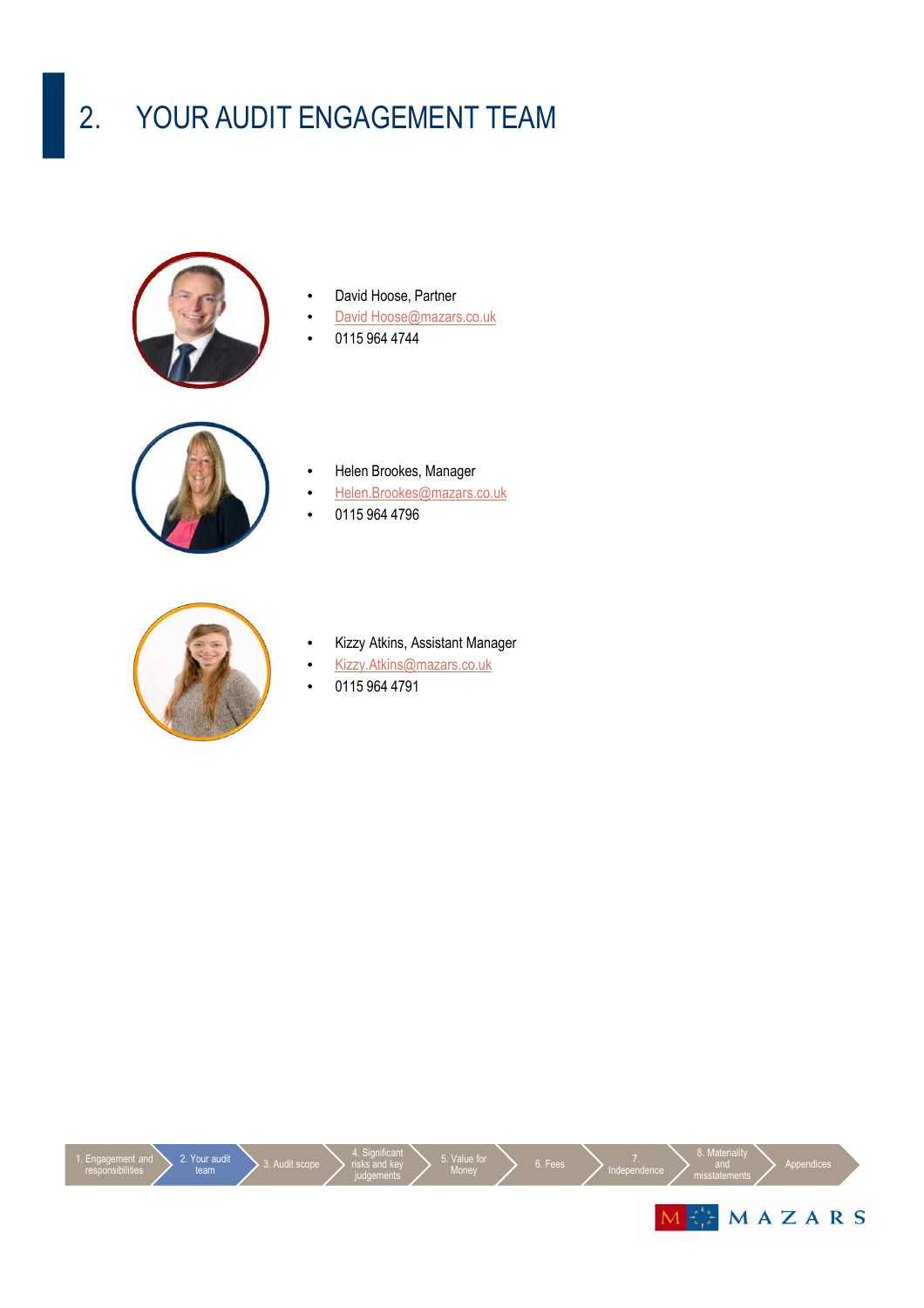# 2. YOUR AUDIT ENGAGEMENT TEAM

- David Hoose, Partner
- David Hoose@mazars.co.uk
- 0115 964 4744

- Helen Brookes, Manager
- Helen.Brookes@mazars.co.uk
- 0115 964 4796

- Kizzy Atkins, Assistant Manager
- Kizzy.Atkins@mazars.co.uk
- 0115 964 4791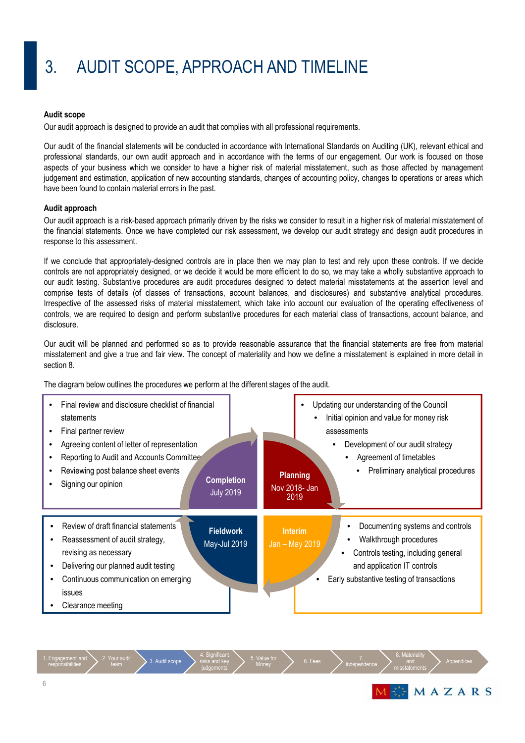# 3. AUDIT SCOPE, APPROACH AND TIMELINE

**Audit scope**

Our audit approach is designed to provide an audit that complies with all professional requirements.

Our audit of the financial statements will be conducted in accordance with International Standards on Auditing (UK), relevant ethical and professional standards, our own audit approach and in accordance with the terms of our engagement. Our work is focused on those aspects of your business which we consider to have a higher risk of material misstatement, such as those affected by management judgement and estimation, application of new accounting standards, changes of accounting policy, changes to operations or areas which have been found to contain material errors in the past.

**Audit approach**

Our audit approach is a risk-based approach primarily driven by the risks we consider to result in a higher risk of material misstatement of the financial statements. Once we have completed our risk assessment, we develop our audit strategy and design audit procedures in response to this assessment.

If we conclude that appropriately-designed controls are in place then we may plan to test and rely upon these controls. If we decide controls are not appropriately designed, or we decide it would be more efficient to do so, we may take a wholly substantive approach to our audit testing. Substantive procedures are audit procedures designed to detect material misstatements at the assertion level and comprise tests of details (of classes of transactions, account balances, and disclosures) and substantive analytical procedures. Irrespective of the assessed risks of material misstatement, which take into account our evaluation of the operating effectiveness of controls, we are required to design and perform substantive procedures for each material class of transactions, account balance, and disclosure.

Our audit will be planned and performed so as to provide reasonable assurance that the financial statements are free from material misstatement and give a true and fair view. The concept of materiality and how we define a misstatement is explained in more detail in section 8.

The diagram below outlines the procedures we perform at the different stages of the audit.

**Planning**
Nov 2018- Jan 2019

- Updating our understanding of the Council
- Initial opinion and value for money risk assessments
- Development of our audit strategy
- Agreement of timetables
- Preliminary analytical procedures

**Interim**
Jan – May 2019

- Documenting systems and controls
- Walkthrough procedures
- Controls testing, including general and application IT controls
- Early substantive testing of transactions

**Fieldwork**
May-Jul 2019

- Review of draft financial statements
- Reassessment of audit strategy, revising as necessary
- Delivering our planned audit testing
- Continuous communication on emerging issues
- Clearance meeting

**Completion**
July 2019

- Final review and disclosure checklist of financial statements
- Final partner review
- Agreeing content of letter of representation
- Reporting to Audit and Accounts Committee
- Reviewing post balance sheet events
- Signing our opinion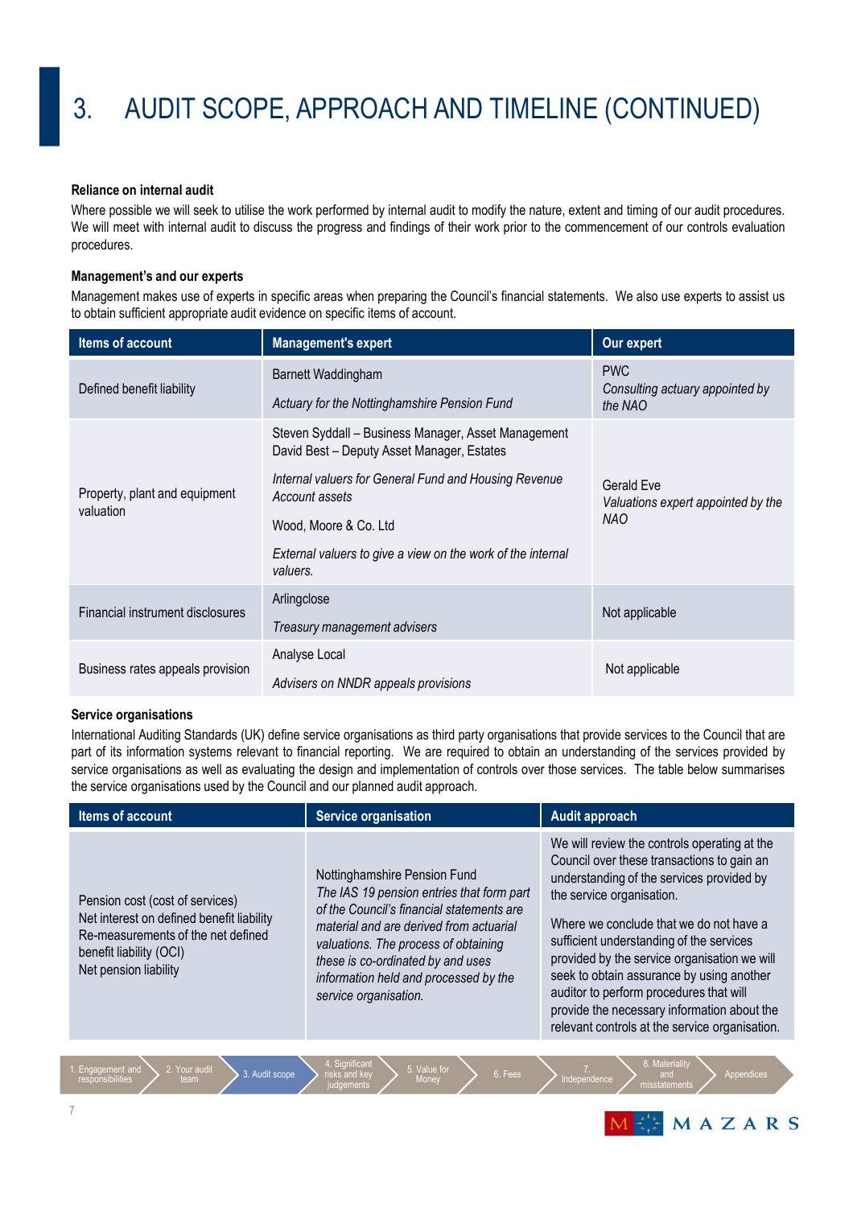# 3. AUDIT SCOPE, APPROACH AND TIMELINE (CONTINUED)

**Reliance on internal audit**

Where possible we will seek to utilise the work performed by internal audit to modify the nature, extent and timing of our audit procedures. We will meet with internal audit to discuss the progress and findings of their work prior to the commencement of our controls evaluation procedures.

**Management's and our experts**

Management makes use of experts in specific areas when preparing the Council's financial statements. We also use experts to assist us to obtain sufficient appropriate audit evidence on specific items of account.

| Items of account | Management's expert | Our expert |
|---|---|---|
| Defined benefit liability | Barnett Waddingham<br>*Actuary for the Nottinghamshire Pension Fund* | PWC<br>*Consulting actuary appointed by the NAO* |
| Property, plant and equipment valuation | Steven Syddall – Business Manager, Asset Management<br>David Best – Deputy Asset Manager, Estates<br>*Internal valuers for General Fund and Housing Revenue Account assets*<br>Wood, Moore & Co. Ltd<br>*External valuers to give a view on the work of the internal valuers.* | Gerald Eve<br>*Valuations expert appointed by the NAO* |
| Financial instrument disclosures | Arlingclose<br>*Treasury management advisers* | Not applicable |
| Business rates appeals provision | Analyse Local<br>*Advisers on NNDR appeals provisions* | Not applicable |

**Service organisations**

International Auditing Standards (UK) define service organisations as third party organisations that provide services to the Council that are part of its information systems relevant to financial reporting. We are required to obtain an understanding of the services provided by service organisations as well as evaluating the design and implementation of controls over those services. The table below summarises the service organisations used by the Council and our planned audit approach.

| Items of account | Service organisation | Audit approach |
|---|---|---|
| Pension cost (cost of services)<br>Net interest on defined benefit liability<br>Re-measurements of the net defined benefit liability (OCI)<br>Net pension liability | Nottinghamshire Pension Fund<br>*The IAS 19 pension entries that form part of the Council's financial statements are material and are derived from actuarial valuations. The process of obtaining these is co-ordinated by and uses information held and processed by the service organisation.* | We will review the controls operating at the Council over these transactions to gain an understanding of the services provided by the service organisation.<br>Where we conclude that we do not have a sufficient understanding of the services provided by the service organisation we will seek to obtain assurance by using another auditor to perform procedures that will provide the necessary information about the relevant controls at the service organisation. |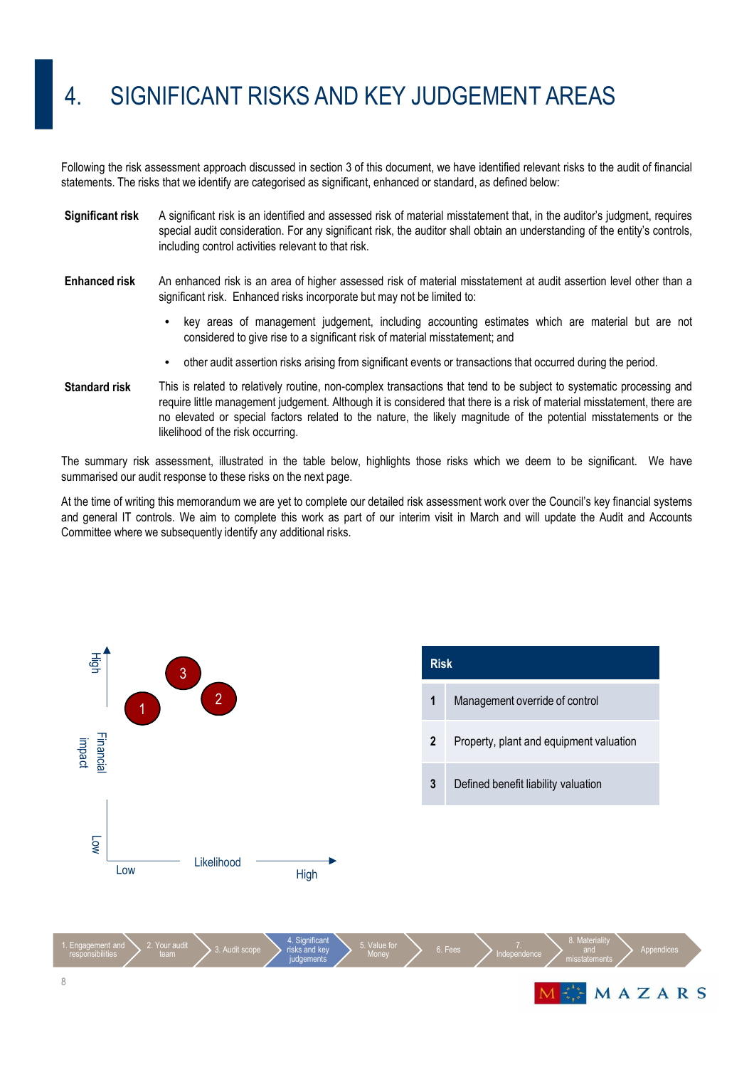# 4. SIGNIFICANT RISKS AND KEY JUDGEMENT AREAS

Following the risk assessment approach discussed in section 3 of this document, we have identified relevant risks to the audit of financial statements. The risks that we identify are categorised as significant, enhanced or standard, as defined below:

**Significant risk** A significant risk is an identified and assessed risk of material misstatement that, in the auditor's judgment, requires special audit consideration. For any significant risk, the auditor shall obtain an understanding of the entity's controls, including control activities relevant to that risk.

**Enhanced risk** An enhanced risk is an area of higher assessed risk of material misstatement at audit assertion level other than a significant risk. Enhanced risks incorporate but may not be limited to:

- key areas of management judgement, including accounting estimates which are material but are not considered to give rise to a significant risk of material misstatement; and
- other audit assertion risks arising from significant events or transactions that occurred during the period.

**Standard risk** This is related to relatively routine, non-complex transactions that tend to be subject to systematic processing and require little management judgement. Although it is considered that there is a risk of material misstatement, there are no elevated or special factors related to the nature, the likely magnitude of the potential misstatements or the likelihood of the risk occurring.

The summary risk assessment, illustrated in the table below, highlights those risks which we deem to be significant. We have summarised our audit response to these risks on the next page.

At the time of writing this memorandum we are yet to complete our detailed risk assessment work over the Council's key financial systems and general IT controls. We aim to complete this work as part of our interim visit in March and will update the Audit and Accounts Committee where we subsequently identify any additional risks.

Financial impact (Low – High) / Likelihood (Low – High): 3, 2, 1

| | Risk |
|---|---|
| 1 | Management override of control |
| 2 | Property, plant and equipment valuation |
| 3 | Defined benefit liability valuation |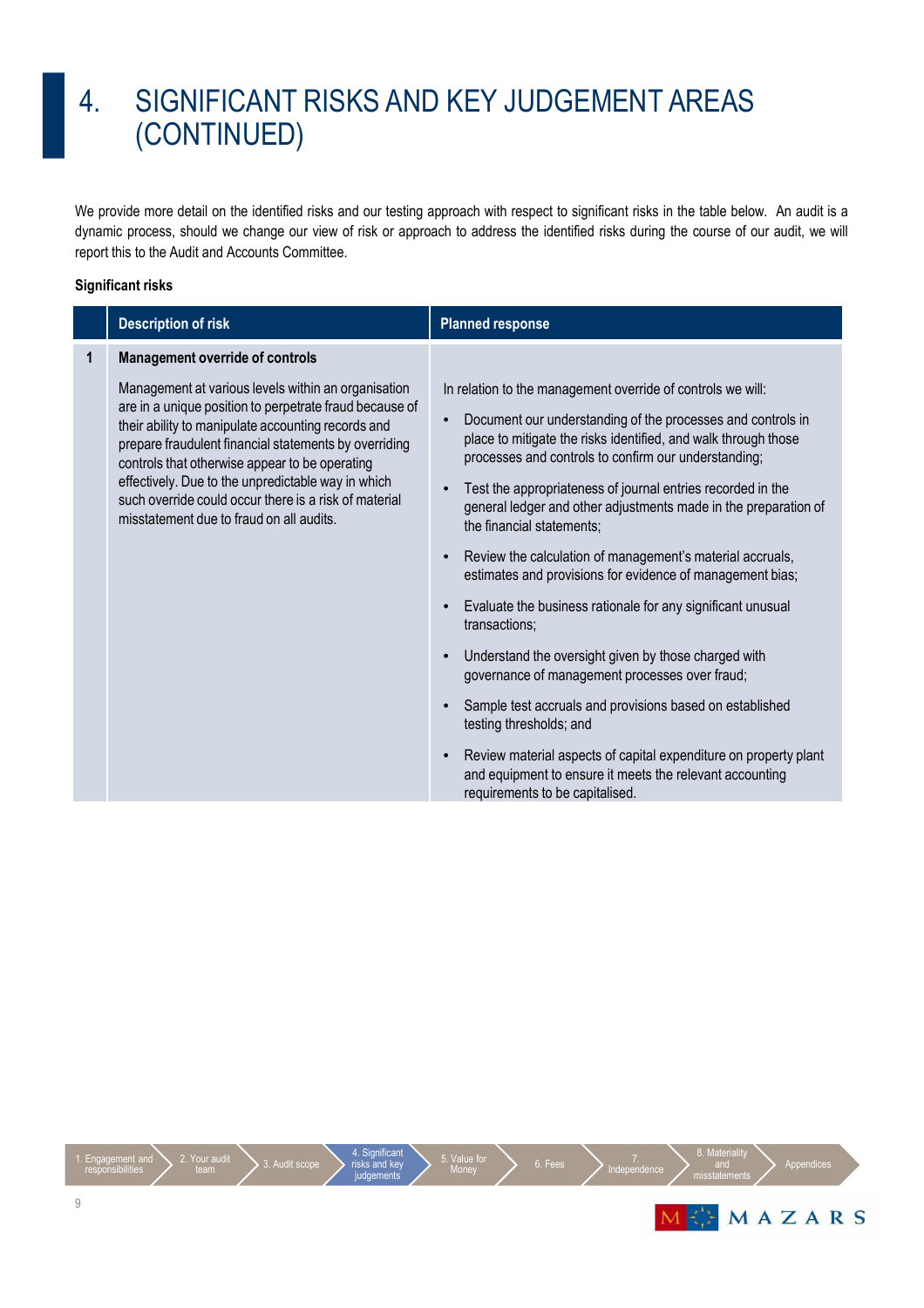# 4. SIGNIFICANT RISKS AND KEY JUDGEMENT AREAS (CONTINUED)

We provide more detail on the identified risks and our testing approach with respect to significant risks in the table below. An audit is a dynamic process, should we change our view of risk or approach to address the identified risks during the course of our audit, we will report this to the Audit and Accounts Committee.

**Significant risks**

| | Description of risk | Planned response |
|---|---|---|
| 1 | **Management override of controls**<br><br>Management at various levels within an organisation are in a unique position to perpetrate fraud because of their ability to manipulate accounting records and prepare fraudulent financial statements by overriding controls that otherwise appear to be operating effectively. Due to the unpredictable way in which such override could occur there is a risk of material misstatement due to fraud on all audits. | In relation to the management override of controls we will:<br><br>• Document our understanding of the processes and controls in place to mitigate the risks identified, and walk through those processes and controls to confirm our understanding;<br><br>• Test the appropriateness of journal entries recorded in the general ledger and other adjustments made in the preparation of the financial statements;<br><br>• Review the calculation of management's material accruals, estimates and provisions for evidence of management bias;<br><br>• Evaluate the business rationale for any significant unusual transactions;<br><br>• Understand the oversight given by those charged with governance of management processes over fraud;<br><br>• Sample test accruals and provisions based on established testing thresholds; and<br><br>• Review material aspects of capital expenditure on property plant and equipment to ensure it meets the relevant accounting requirements to be capitalised. |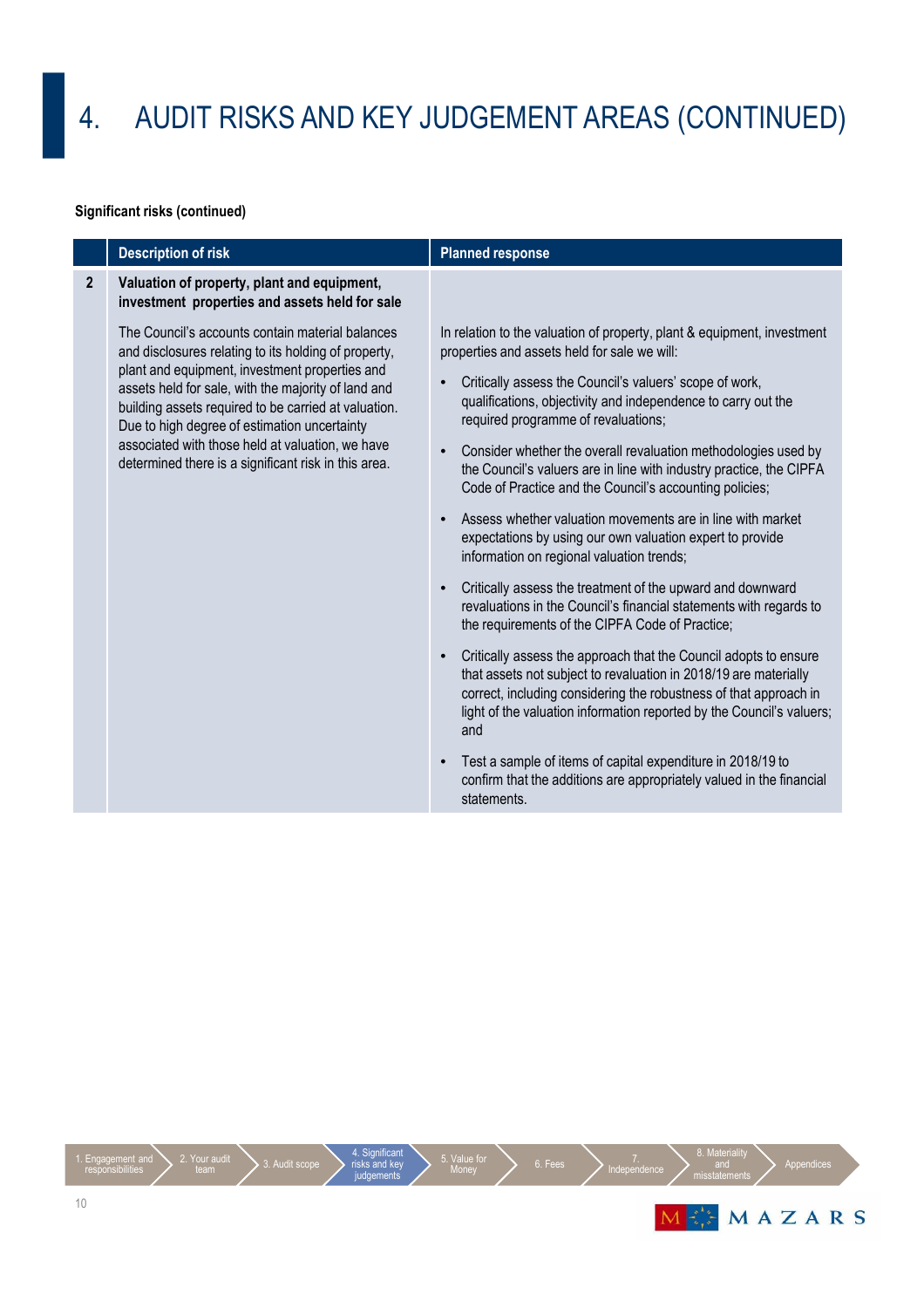# 4. AUDIT RISKS AND KEY JUDGEMENT AREAS (CONTINUED)

**Significant risks (continued)**

| | Description of risk | Planned response |
|---|---|---|
| **2** | **Valuation of property, plant and equipment, investment properties and assets held for sale**<br><br>The Council's accounts contain material balances and disclosures relating to its holding of property, plant and equipment, investment properties and assets held for sale, with the majority of land and building assets required to be carried at valuation. Due to high degree of estimation uncertainty associated with those held at valuation, we have determined there is a significant risk in this area. | In relation to the valuation of property, plant & equipment, investment properties and assets held for sale we will:<br><br>• Critically assess the Council's valuers' scope of work, qualifications, objectivity and independence to carry out the required programme of revaluations;<br><br>• Consider whether the overall revaluation methodologies used by the Council's valuers are in line with industry practice, the CIPFA Code of Practice and the Council's accounting policies;<br><br>• Assess whether valuation movements are in line with market expectations by using our own valuation expert to provide information on regional valuation trends;<br><br>• Critically assess the treatment of the upward and downward revaluations in the Council's financial statements with regards to the requirements of the CIPFA Code of Practice;<br><br>• Critically assess the approach that the Council adopts to ensure that assets not subject to revaluation in 2018/19 are materially correct, including considering the robustness of that approach in light of the valuation information reported by the Council's valuers; and<br><br>• Test a sample of items of capital expenditure in 2018/19 to confirm that the additions are appropriately valued in the financial statements. |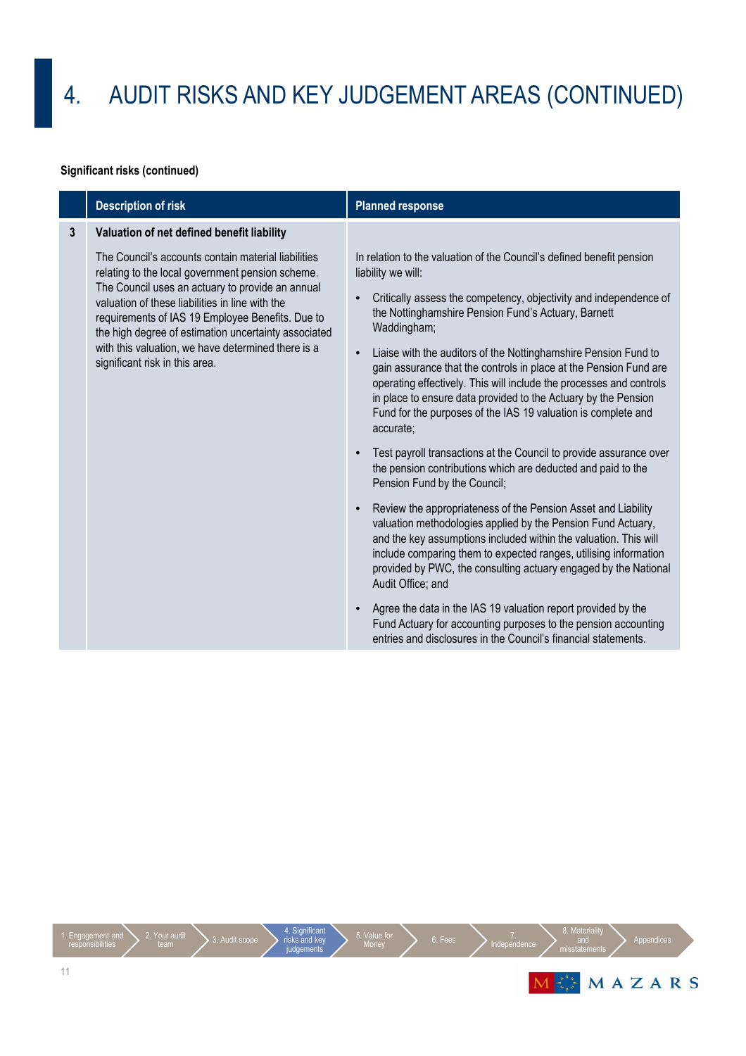# 4. AUDIT RISKS AND KEY JUDGEMENT AREAS (CONTINUED)

**Significant risks (continued)**

| | Description of risk | Planned response |
|---|---|---|
| 3 | **Valuation of net defined benefit liability**<br><br>The Council's accounts contain material liabilities relating to the local government pension scheme. The Council uses an actuary to provide an annual valuation of these liabilities in line with the requirements of IAS 19 Employee Benefits. Due to the high degree of estimation uncertainty associated with this valuation, we have determined there is a significant risk in this area. | In relation to the valuation of the Council's defined benefit pension liability we will:<br><br>• Critically assess the competency, objectivity and independence of the Nottinghamshire Pension Fund's Actuary, Barnett Waddingham;<br><br>• Liaise with the auditors of the Nottinghamshire Pension Fund to gain assurance that the controls in place at the Pension Fund are operating effectively. This will include the processes and controls in place to ensure data provided to the Actuary by the Pension Fund for the purposes of the IAS 19 valuation is complete and accurate;<br><br>• Test payroll transactions at the Council to provide assurance over the pension contributions which are deducted and paid to the Pension Fund by the Council;<br><br>• Review the appropriateness of the Pension Asset and Liability valuation methodologies applied by the Pension Fund Actuary, and the key assumptions included within the valuation. This will include comparing them to expected ranges, utilising information provided by PWC, the consulting actuary engaged by the National Audit Office; and<br><br>• Agree the data in the IAS 19 valuation report provided by the Fund Actuary for accounting purposes to the pension accounting entries and disclosures in the Council's financial statements. |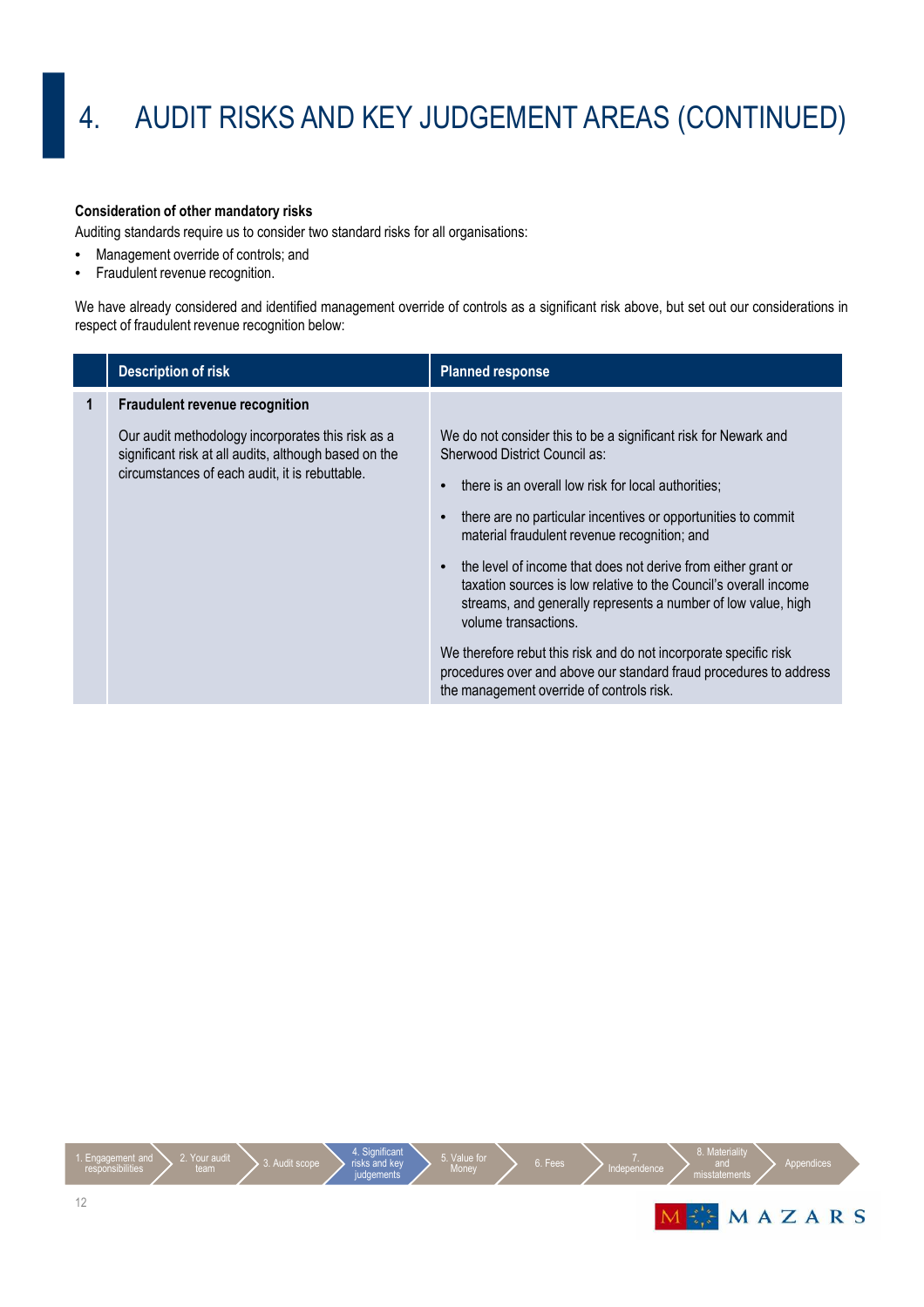# 4. AUDIT RISKS AND KEY JUDGEMENT AREAS (CONTINUED)

**Consideration of other mandatory risks**

Auditing standards require us to consider two standard risks for all organisations:

- Management override of controls; and
- Fraudulent revenue recognition.

We have already considered and identified management override of controls as a significant risk above, but set out our considerations in respect of fraudulent revenue recognition below:

| | Description of risk | Planned response |
|---|---|---|
| 1 | **Fraudulent revenue recognition**<br><br>Our audit methodology incorporates this risk as a significant risk at all audits, although based on the circumstances of each audit, it is rebuttable. | We do not consider this to be a significant risk for Newark and Sherwood District Council as:<br><br>• there is an overall low risk for local authorities;<br><br>• there are no particular incentives or opportunities to commit material fraudulent revenue recognition; and<br><br>• the level of income that does not derive from either grant or taxation sources is low relative to the Council's overall income streams, and generally represents a number of low value, high volume transactions.<br><br>We therefore rebut this risk and do not incorporate specific risk procedures over and above our standard fraud procedures to address the management override of controls risk. |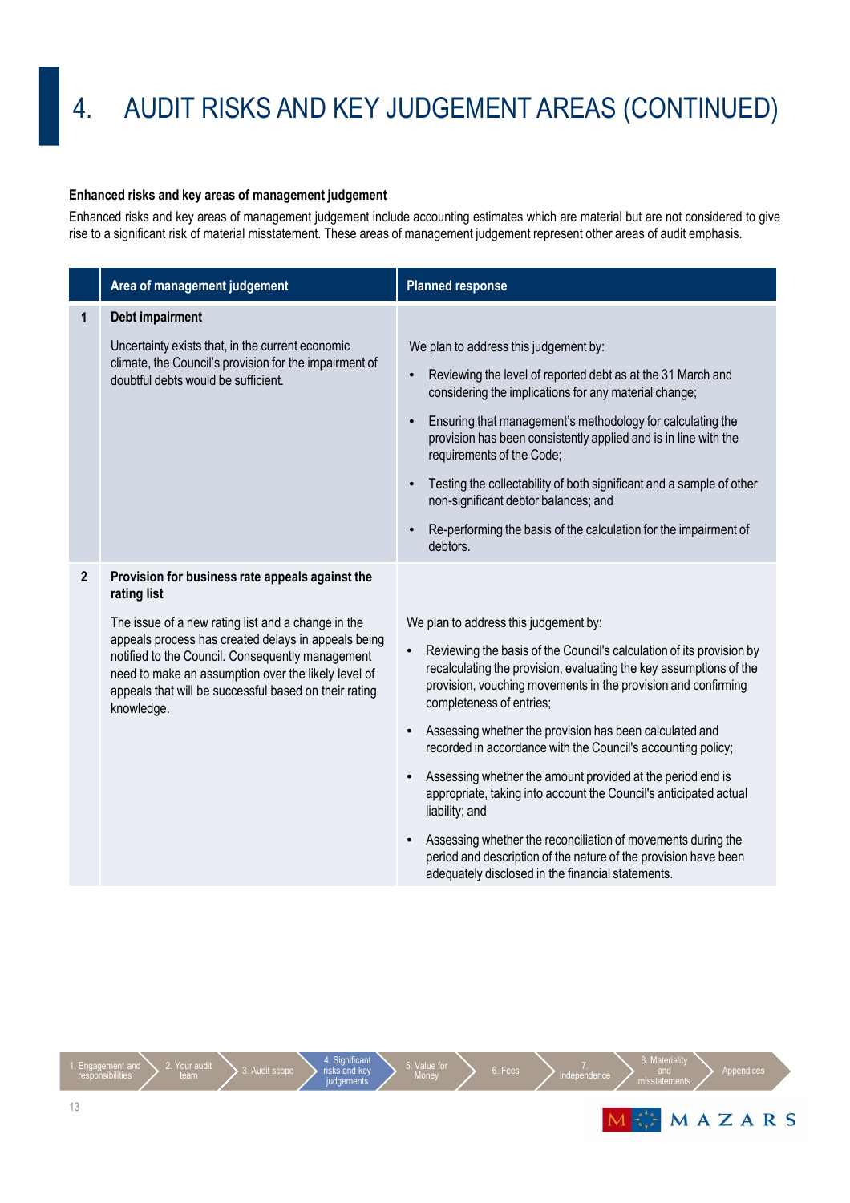# 4. AUDIT RISKS AND KEY JUDGEMENT AREAS (CONTINUED)

**Enhanced risks and key areas of management judgement**

Enhanced risks and key areas of management judgement include accounting estimates which are material but are not considered to give rise to a significant risk of material misstatement. These areas of management judgement represent other areas of audit emphasis.

| | Area of management judgement | Planned response |
|---|---|---|
| 1 | **Debt impairment**<br><br>Uncertainty exists that, in the current economic climate, the Council's provision for the impairment of doubtful debts would be sufficient. | We plan to address this judgement by:<br><br>• Reviewing the level of reported debt as at the 31 March and considering the implications for any material change;<br><br>• Ensuring that management's methodology for calculating the provision has been consistently applied and is in line with the requirements of the Code;<br><br>• Testing the collectability of both significant and a sample of other non-significant debtor balances; and<br><br>• Re-performing the basis of the calculation for the impairment of debtors. |
| 2 | **Provision for business rate appeals against the rating list**<br><br>The issue of a new rating list and a change in the appeals process has created delays in appeals being notified to the Council. Consequently management need to make an assumption over the likely level of appeals that will be successful based on their rating knowledge. | We plan to address this judgement by:<br><br>• Reviewing the basis of the Council's calculation of its provision by recalculating the provision, evaluating the key assumptions of the provision, vouching movements in the provision and confirming completeness of entries;<br><br>• Assessing whether the provision has been calculated and recorded in accordance with the Council's accounting policy;<br><br>• Assessing whether the amount provided at the period end is appropriate, taking into account the Council's anticipated actual liability; and<br><br>• Assessing whether the reconciliation of movements during the period and description of the nature of the provision have been adequately disclosed in the financial statements. |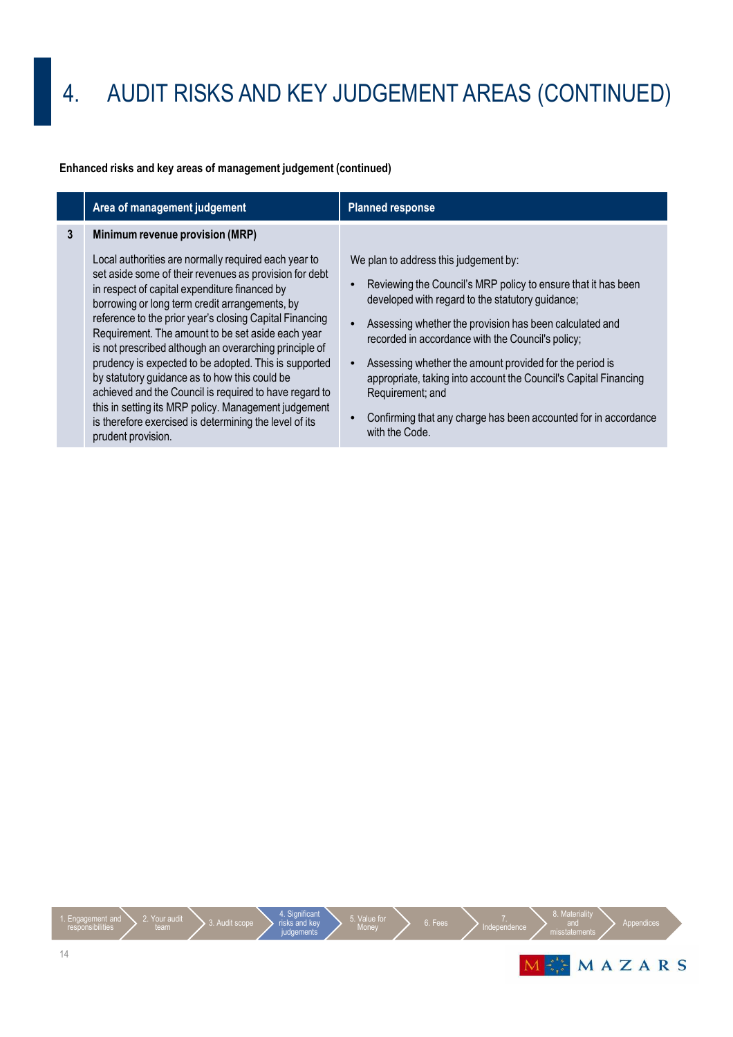# 4. AUDIT RISKS AND KEY JUDGEMENT AREAS (CONTINUED)

**Enhanced risks and key areas of management judgement (continued)**

| | Area of management judgement | Planned response |
|---|---|---|
| 3 | **Minimum revenue provision (MRP)**<br><br>Local authorities are normally required each year to set aside some of their revenues as provision for debt in respect of capital expenditure financed by borrowing or long term credit arrangements, by reference to the prior year's closing Capital Financing Requirement. The amount to be set aside each year is not prescribed although an overarching principle of prudency is expected to be adopted. This is supported by statutory guidance as to how this could be achieved and the Council is required to have regard to this in setting its MRP policy. Management judgement is therefore exercised is determining the level of its prudent provision. | We plan to address this judgement by:<br><br>• Reviewing the Council's MRP policy to ensure that it has been developed with regard to the statutory guidance;<br><br>• Assessing whether the provision has been calculated and recorded in accordance with the Council's policy;<br><br>• Assessing whether the amount provided for the period is appropriate, taking into account the Council's Capital Financing Requirement; and<br><br>• Confirming that any charge has been accounted for in accordance with the Code. |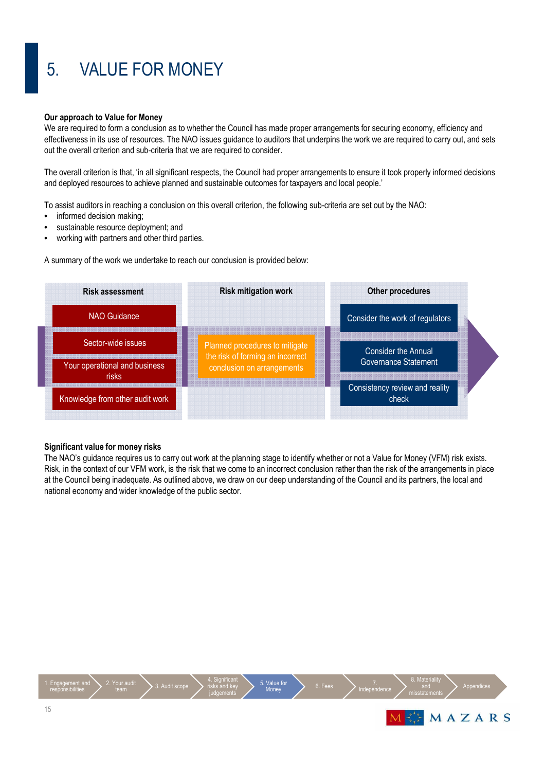# 5. VALUE FOR MONEY

**Our approach to Value for Money**

We are required to form a conclusion as to whether the Council has made proper arrangements for securing economy, efficiency and effectiveness in its use of resources. The NAO issues guidance to auditors that underpins the work we are required to carry out, and sets out the overall criterion and sub-criteria that we are required to consider.

The overall criterion is that, 'in all significant respects, the Council had proper arrangements to ensure it took properly informed decisions and deployed resources to achieve planned and sustainable outcomes for taxpayers and local people.'

To assist auditors in reaching a conclusion on this overall criterion, the following sub-criteria are set out by the NAO:

- informed decision making;
- sustainable resource deployment; and
- working with partners and other third parties.

A summary of the work we undertake to reach our conclusion is provided below:

| Risk assessment | Risk mitigation work | Other procedures |
|---|---|---|
| NAO Guidance | Planned procedures to mitigate the risk of forming an incorrect conclusion on arrangements | Consider the work of regulators |
| Sector-wide issues | | Consider the Annual Governance Statement |
| Your operational and business risks | | Consistency review and reality check |
| Knowledge from other audit work | | |

**Significant value for money risks**

The NAO's guidance requires us to carry out work at the planning stage to identify whether or not a Value for Money (VFM) risk exists. Risk, in the context of our VFM work, is the risk that we come to an incorrect conclusion rather than the risk of the arrangements in place at the Council being inadequate. As outlined above, we draw on our deep understanding of the Council and its partners, the local and national economy and wider knowledge of the public sector.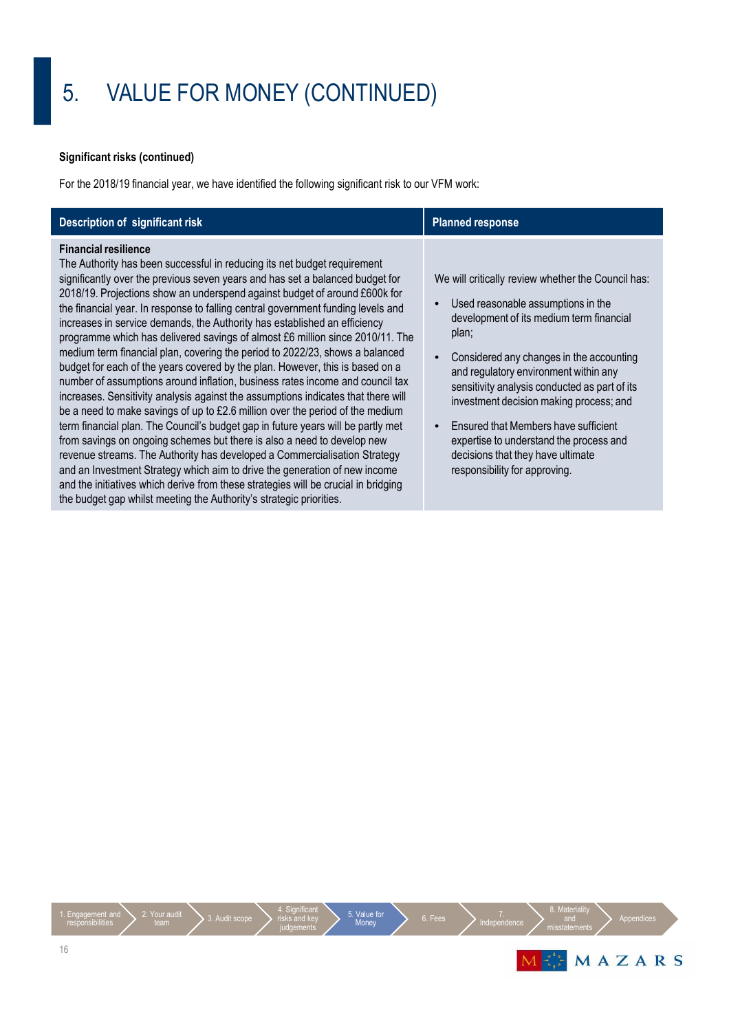# 5. VALUE FOR MONEY (CONTINUED)

**Significant risks (continued)**

For the 2018/19 financial year, we have identified the following significant risk to our VFM work:

| Description of significant risk | Planned response |
| --- | --- |
| **Financial resilience**<br>The Authority has been successful in reducing its net budget requirement significantly over the previous seven years and has set a balanced budget for 2018/19. Projections show an underspend against budget of around £600k for the financial year. In response to falling central government funding levels and increases in service demands, the Authority has established an efficiency programme which has delivered savings of almost £6 million since 2010/11. The medium term financial plan, covering the period to 2022/23, shows a balanced budget for each of the years covered by the plan. However, this is based on a number of assumptions around inflation, business rates income and council tax increases. Sensitivity analysis against the assumptions indicates that there will be a need to make savings of up to £2.6 million over the period of the medium term financial plan. The Council's budget gap in future years will be partly met from savings on ongoing schemes but there is also a need to develop new revenue streams. The Authority has developed a Commercialisation Strategy and an Investment Strategy which aim to drive the generation of new income and the initiatives which derive from these strategies will be crucial in bridging the budget gap whilst meeting the Authority's strategic priorities. | We will critically review whether the Council has:<br>• Used reasonable assumptions in the development of its medium term financial plan;<br>• Considered any changes in the accounting and regulatory environment within any sensitivity analysis conducted as part of its investment decision making process; and<br>• Ensured that Members have sufficient expertise to understand the process and decisions that they have ultimate responsibility for approving. |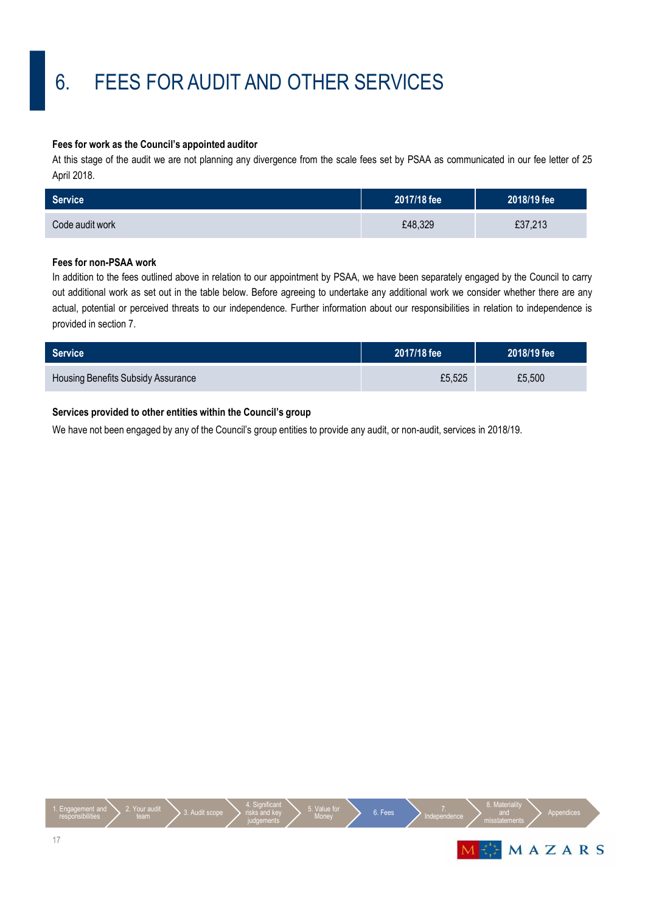# 6. FEES FOR AUDIT AND OTHER SERVICES

**Fees for work as the Council's appointed auditor**

At this stage of the audit we are not planning any divergence from the scale fees set by PSAA as communicated in our fee letter of 25 April 2018.

| Service | 2017/18 fee | 2018/19 fee |
|---|---|---|
| Code audit work | £48,329 | £37,213 |

**Fees for non-PSAA work**

In addition to the fees outlined above in relation to our appointment by PSAA, we have been separately engaged by the Council to carry out additional work as set out in the table below. Before agreeing to undertake any additional work we consider whether there are any actual, potential or perceived threats to our independence. Further information about our responsibilities in relation to independence is provided in section 7.

| Service | 2017/18 fee | 2018/19 fee |
|---|---|---|
| Housing Benefits Subsidy Assurance | £5,525 | £5,500 |

**Services provided to other entities within the Council's group**

We have not been engaged by any of the Council's group entities to provide any audit, or non-audit, services in 2018/19.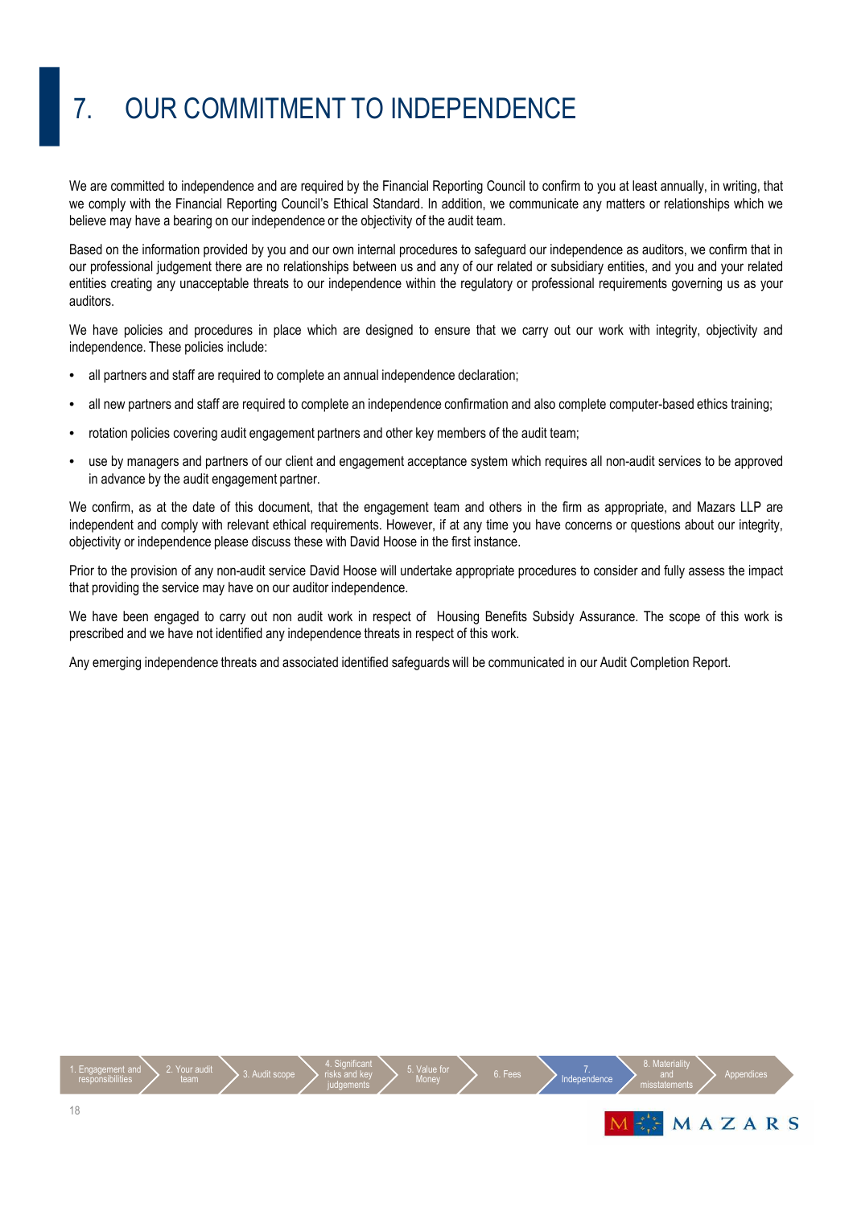# 7. OUR COMMITMENT TO INDEPENDENCE

We are committed to independence and are required by the Financial Reporting Council to confirm to you at least annually, in writing, that we comply with the Financial Reporting Council's Ethical Standard. In addition, we communicate any matters or relationships which we believe may have a bearing on our independence or the objectivity of the audit team.

Based on the information provided by you and our own internal procedures to safeguard our independence as auditors, we confirm that in our professional judgement there are no relationships between us and any of our related or subsidiary entities, and you and your related entities creating any unacceptable threats to our independence within the regulatory or professional requirements governing us as your auditors.

We have policies and procedures in place which are designed to ensure that we carry out our work with integrity, objectivity and independence. These policies include:

- all partners and staff are required to complete an annual independence declaration;
- all new partners and staff are required to complete an independence confirmation and also complete computer-based ethics training;
- rotation policies covering audit engagement partners and other key members of the audit team;
- use by managers and partners of our client and engagement acceptance system which requires all non-audit services to be approved in advance by the audit engagement partner.

We confirm, as at the date of this document, that the engagement team and others in the firm as appropriate, and Mazars LLP are independent and comply with relevant ethical requirements. However, if at any time you have concerns or questions about our integrity, objectivity or independence please discuss these with David Hoose in the first instance.

Prior to the provision of any non-audit service David Hoose will undertake appropriate procedures to consider and fully assess the impact that providing the service may have on our auditor independence.

We have been engaged to carry out non audit work in respect of Housing Benefits Subsidy Assurance. The scope of this work is prescribed and we have not identified any independence threats in respect of this work.

Any emerging independence threats and associated identified safeguards will be communicated in our Audit Completion Report.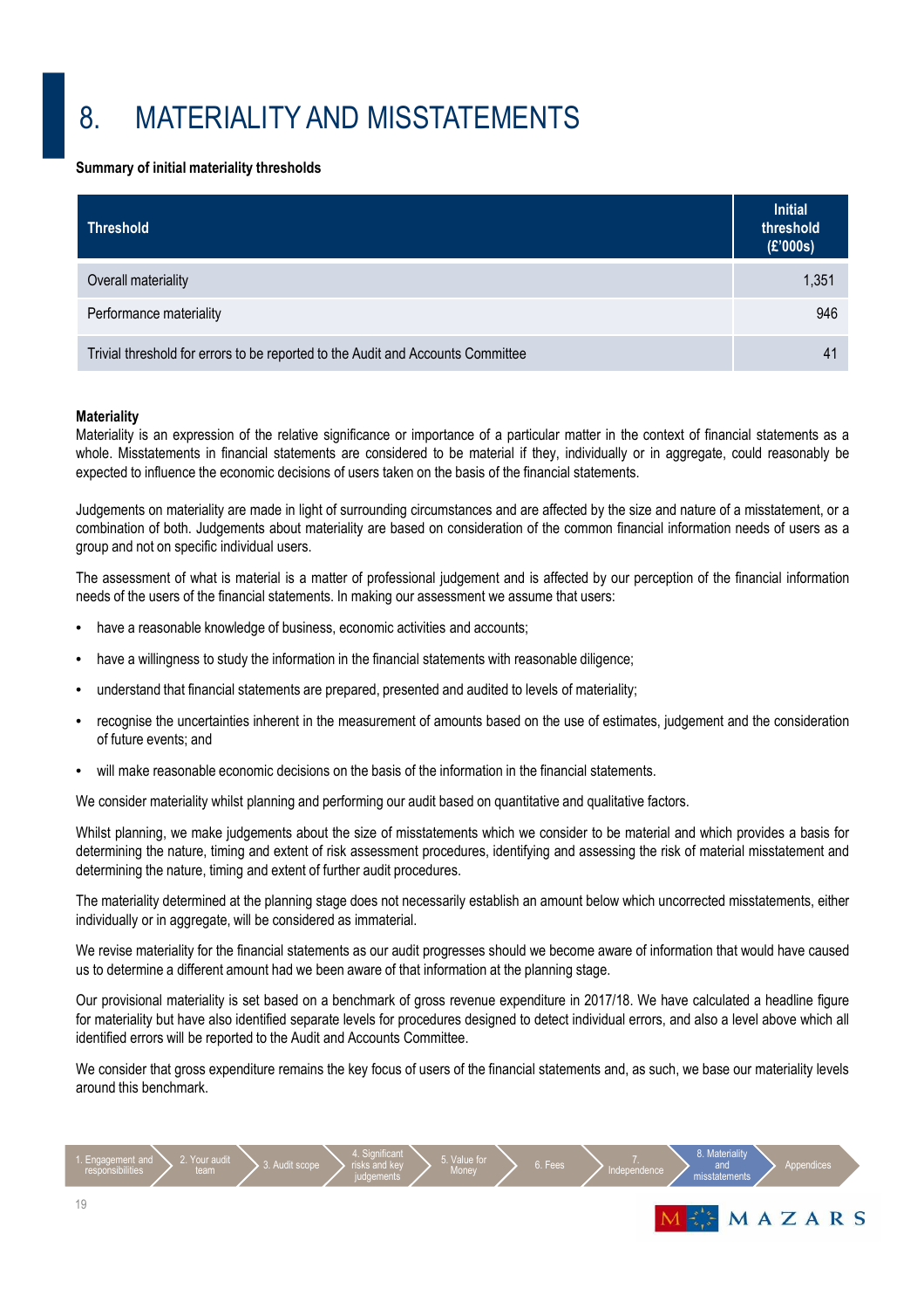# 8. MATERIALITY AND MISSTATEMENTS

**Summary of initial materiality thresholds**

| Threshold | Initial threshold (£'000s) |
|---|---|
| Overall materiality | 1,351 |
| Performance materiality | 946 |
| Trivial threshold for errors to be reported to the Audit and Accounts Committee | 41 |

**Materiality**

Materiality is an expression of the relative significance or importance of a particular matter in the context of financial statements as a whole. Misstatements in financial statements are considered to be material if they, individually or in aggregate, could reasonably be expected to influence the economic decisions of users taken on the basis of the financial statements.

Judgements on materiality are made in light of surrounding circumstances and are affected by the size and nature of a misstatement, or a combination of both. Judgements about materiality are based on consideration of the common financial information needs of users as a group and not on specific individual users.

The assessment of what is material is a matter of professional judgement and is affected by our perception of the financial information needs of the users of the financial statements. In making our assessment we assume that users:

- have a reasonable knowledge of business, economic activities and accounts;
- have a willingness to study the information in the financial statements with reasonable diligence;
- understand that financial statements are prepared, presented and audited to levels of materiality;
- recognise the uncertainties inherent in the measurement of amounts based on the use of estimates, judgement and the consideration of future events; and
- will make reasonable economic decisions on the basis of the information in the financial statements.

We consider materiality whilst planning and performing our audit based on quantitative and qualitative factors.

Whilst planning, we make judgements about the size of misstatements which we consider to be material and which provides a basis for determining the nature, timing and extent of risk assessment procedures, identifying and assessing the risk of material misstatement and determining the nature, timing and extent of further audit procedures.

The materiality determined at the planning stage does not necessarily establish an amount below which uncorrected misstatements, either individually or in aggregate, will be considered as immaterial.

We revise materiality for the financial statements as our audit progresses should we become aware of information that would have caused us to determine a different amount had we been aware of that information at the planning stage.

Our provisional materiality is set based on a benchmark of gross revenue expenditure in 2017/18. We have calculated a headline figure for materiality but have also identified separate levels for procedures designed to detect individual errors, and also a level above which all identified errors will be reported to the Audit and Accounts Committee.

We consider that gross expenditure remains the key focus of users of the financial statements and, as such, we base our materiality levels around this benchmark.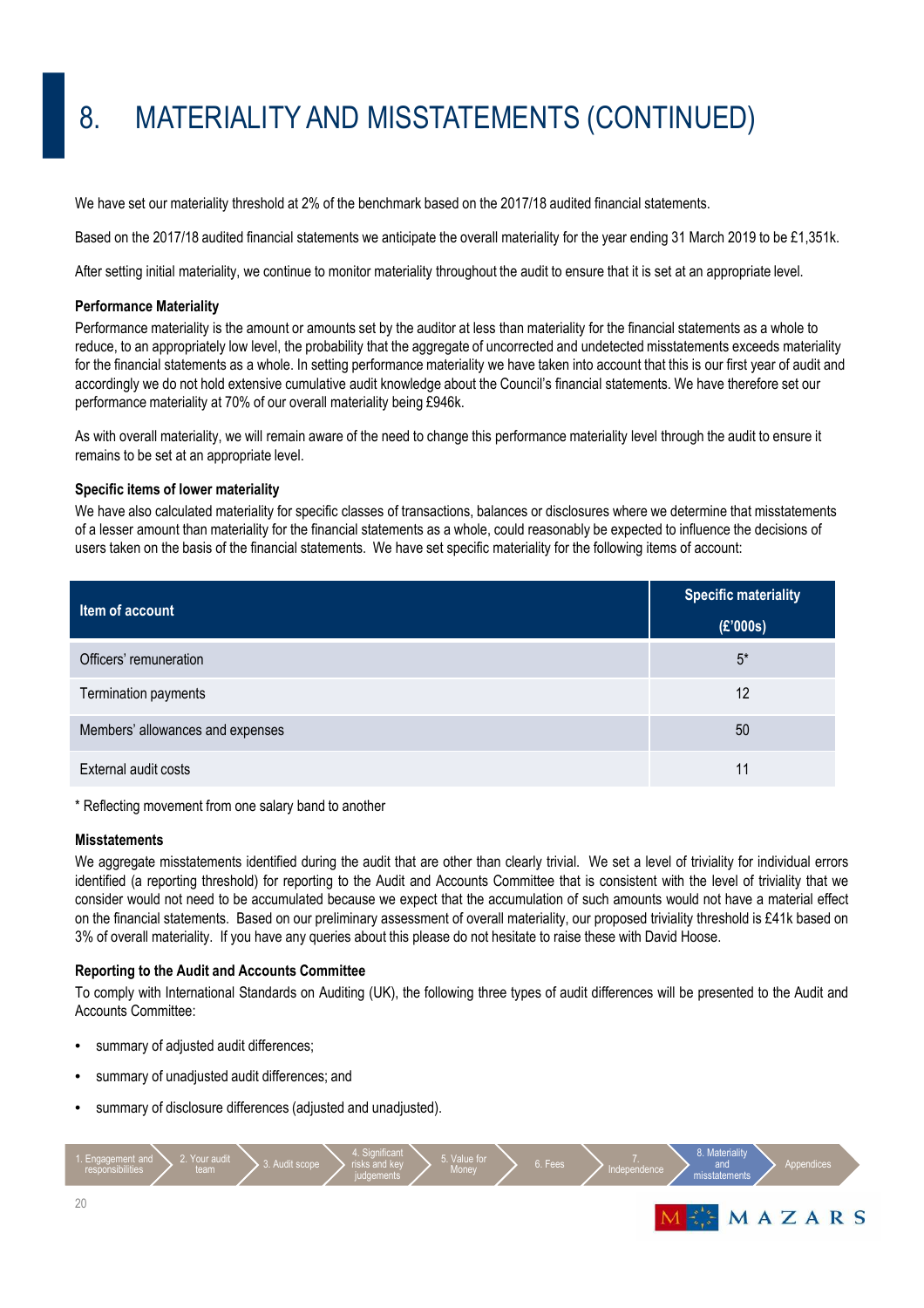# 8. MATERIALITY AND MISSTATEMENTS (CONTINUED)

We have set our materiality threshold at 2% of the benchmark based on the 2017/18 audited financial statements.

Based on the 2017/18 audited financial statements we anticipate the overall materiality for the year ending 31 March 2019 to be £1,351k.

After setting initial materiality, we continue to monitor materiality throughout the audit to ensure that it is set at an appropriate level.

**Performance Materiality**

Performance materiality is the amount or amounts set by the auditor at less than materiality for the financial statements as a whole to reduce, to an appropriately low level, the probability that the aggregate of uncorrected and undetected misstatements exceeds materiality for the financial statements as a whole. In setting performance materiality we have taken into account that this is our first year of audit and accordingly we do not hold extensive cumulative audit knowledge about the Council's financial statements. We have therefore set our performance materiality at 70% of our overall materiality being £946k.

As with overall materiality, we will remain aware of the need to change this performance materiality level through the audit to ensure it remains to be set at an appropriate level.

**Specific items of lower materiality**

We have also calculated materiality for specific classes of transactions, balances or disclosures where we determine that misstatements of a lesser amount than materiality for the financial statements as a whole, could reasonably be expected to influence the decisions of users taken on the basis of the financial statements. We have set specific materiality for the following items of account:

| Item of account | Specific materiality (£'000s) |
|---|---|
| Officers' remuneration | 5* |
| Termination payments | 12 |
| Members' allowances and expenses | 50 |
| External audit costs | 11 |

* Reflecting movement from one salary band to another

**Misstatements**

We aggregate misstatements identified during the audit that are other than clearly trivial. We set a level of triviality for individual errors identified (a reporting threshold) for reporting to the Audit and Accounts Committee that is consistent with the level of triviality that we consider would not need to be accumulated because we expect that the accumulation of such amounts would not have a material effect on the financial statements. Based on our preliminary assessment of overall materiality, our proposed triviality threshold is £41k based on 3% of overall materiality. If you have any queries about this please do not hesitate to raise these with David Hoose.

**Reporting to the Audit and Accounts Committee**

To comply with International Standards on Auditing (UK), the following three types of audit differences will be presented to the Audit and Accounts Committee:

- summary of adjusted audit differences;
- summary of unadjusted audit differences; and
- summary of disclosure differences (adjusted and unadjusted).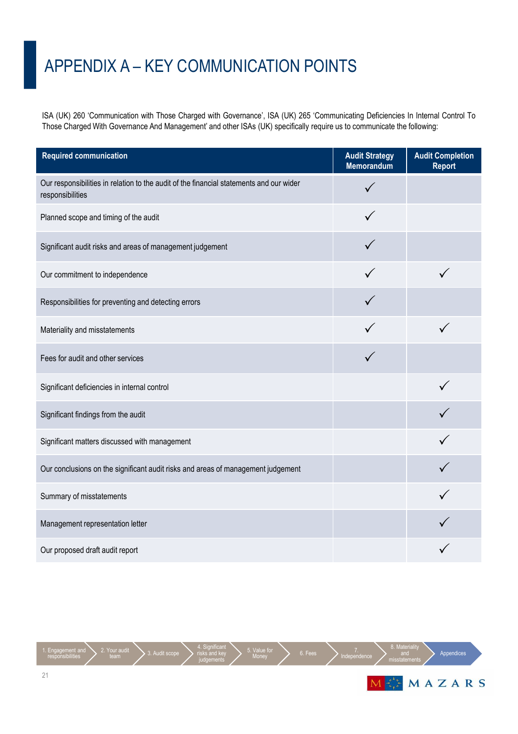# APPENDIX A – KEY COMMUNICATION POINTS

ISA (UK) 260 'Communication with Those Charged with Governance', ISA (UK) 265 'Communicating Deficiencies In Internal Control To Those Charged With Governance And Management' and other ISAs (UK) specifically require us to communicate the following:

| Required communication | Audit Strategy Memorandum | Audit Completion Report |
|---|---|---|
| Our responsibilities in relation to the audit of the financial statements and our wider responsibilities | ✓ | |
| Planned scope and timing of the audit | ✓ | |
| Significant audit risks and areas of management judgement | ✓ | |
| Our commitment to independence | ✓ | ✓ |
| Responsibilities for preventing and detecting errors | ✓ | |
| Materiality and misstatements | ✓ | ✓ |
| Fees for audit and other services | ✓ | |
| Significant deficiencies in internal control | | ✓ |
| Significant findings from the audit | | ✓ |
| Significant matters discussed with management | | ✓ |
| Our conclusions on the significant audit risks and areas of management judgement | | ✓ |
| Summary of misstatements | | ✓ |
| Management representation letter | | ✓ |
| Our proposed draft audit report | | ✓ |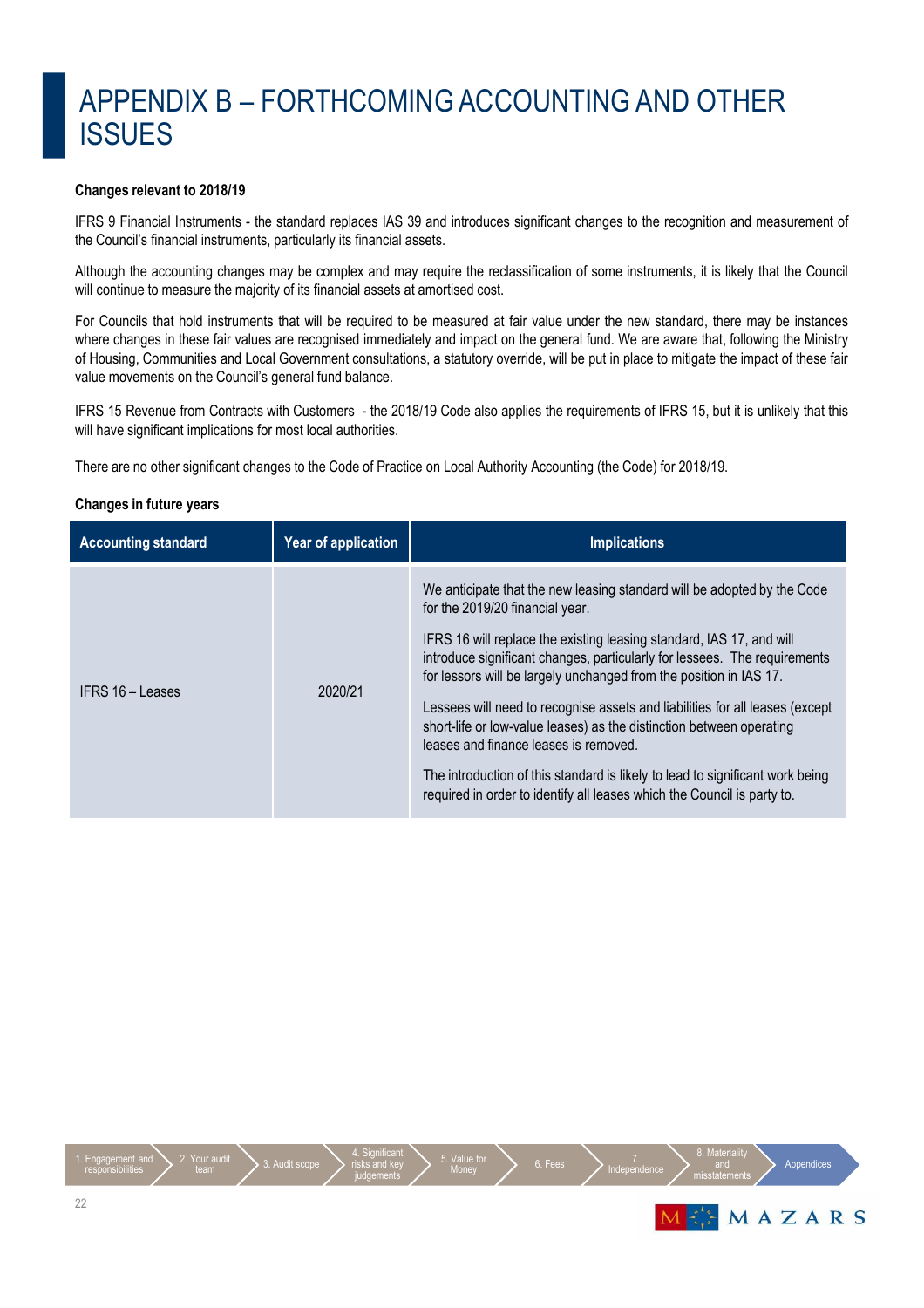# APPENDIX B – FORTHCOMING ACCOUNTING AND OTHER ISSUES

**Changes relevant to 2018/19**

IFRS 9 Financial Instruments - the standard replaces IAS 39 and introduces significant changes to the recognition and measurement of the Council's financial instruments, particularly its financial assets.

Although the accounting changes may be complex and may require the reclassification of some instruments, it is likely that the Council will continue to measure the majority of its financial assets at amortised cost.

For Councils that hold instruments that will be required to be measured at fair value under the new standard, there may be instances where changes in these fair values are recognised immediately and impact on the general fund. We are aware that, following the Ministry of Housing, Communities and Local Government consultations, a statutory override, will be put in place to mitigate the impact of these fair value movements on the Council's general fund balance.

IFRS 15 Revenue from Contracts with Customers - the 2018/19 Code also applies the requirements of IFRS 15, but it is unlikely that this will have significant implications for most local authorities.

There are no other significant changes to the Code of Practice on Local Authority Accounting (the Code) for 2018/19.

**Changes in future years**

| Accounting standard | Year of application | Implications |
|---|---|---|
| IFRS 16 – Leases | 2020/21 | We anticipate that the new leasing standard will be adopted by the Code for the 2019/20 financial year.<br><br>IFRS 16 will replace the existing leasing standard, IAS 17, and will introduce significant changes, particularly for lessees. The requirements for lessors will be largely unchanged from the position in IAS 17.<br><br>Lessees will need to recognise assets and liabilities for all leases (except short-life or low-value leases) as the distinction between operating leases and finance leases is removed.<br><br>The introduction of this standard is likely to lead to significant work being required in order to identify all leases which the Council is party to. |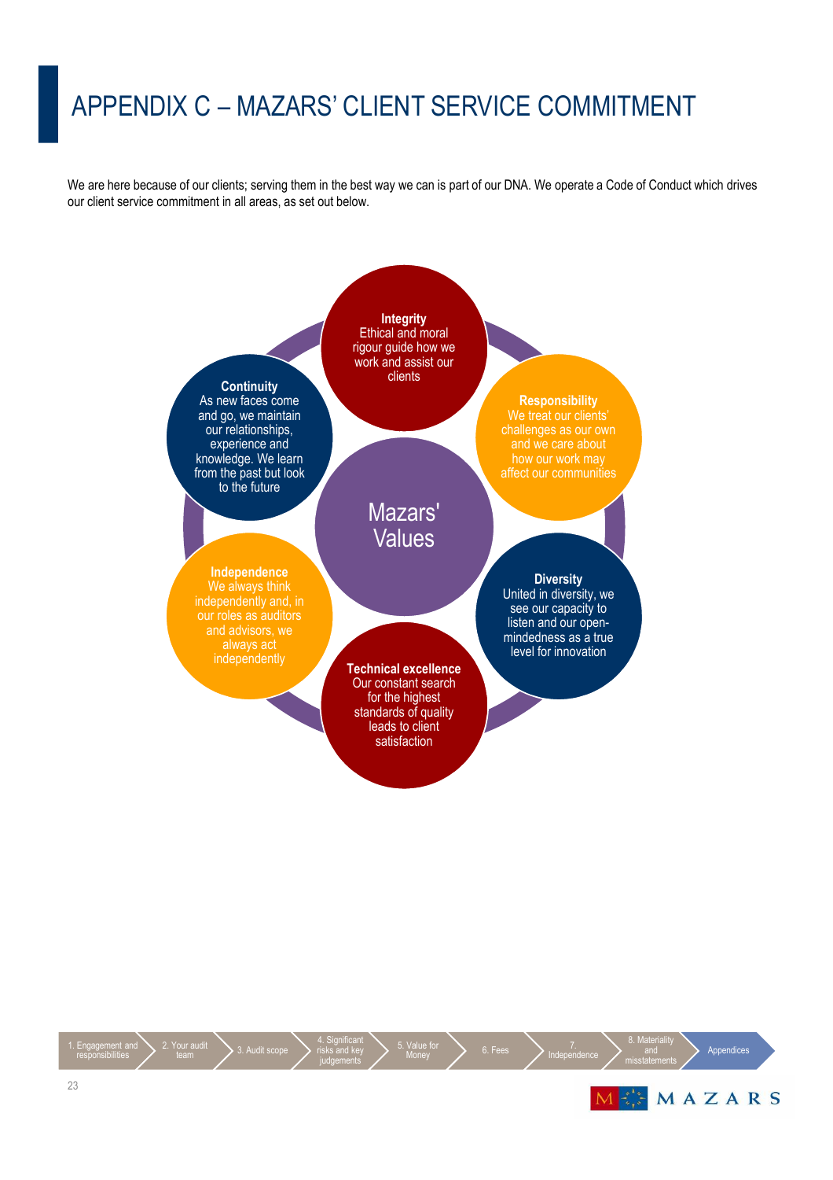# APPENDIX C – MAZARS' CLIENT SERVICE COMMITMENT

We are here because of our clients; serving them in the best way we can is part of our DNA. We operate a Code of Conduct which drives our client service commitment in all areas, as set out below.

Mazars' Values

**Integrity**
Ethical and moral rigour guide how we work and assist our clients

**Responsibility**
We treat our clients' challenges as our own and we care about how our work may affect our communities

**Diversity**
United in diversity, we see our capacity to listen and our open-mindedness as a true level for innovation

**Technical excellence**
Our constant search for the highest standards of quality leads to client satisfaction

**Independence**
We always think independently and, in our roles as auditors and advisors, we always act independently

**Continuity**
As new faces come and go, we maintain our relationships, experience and knowledge. We learn from the past but look to the future